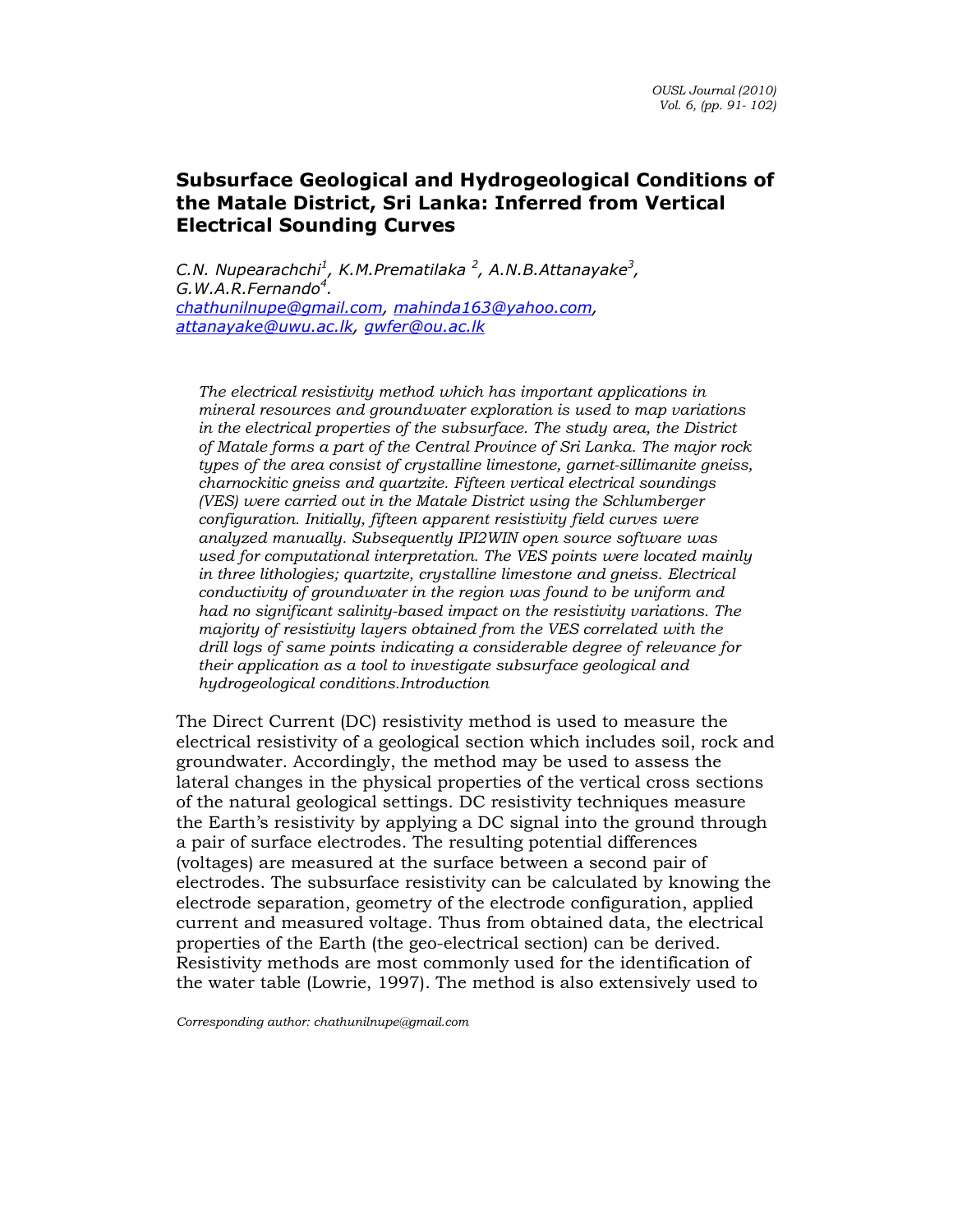# Subsurface Geological and Hydrogeological Conditions of the Matale District, Sri Lanka: Inferred from Vertical Electrical Sounding Curves

*C.N. Nupearachchi[1], K.M.Prematilaka [2], A.N.B.Attanayake[3], G.W.A.R.Fernando[4].*

chathunilnupe@gmail.com, mahinda163@yahoo.com, attanayake@uwu.ac.lk, gwfer@ou.ac.lk

*The electrical resistivity method which has important applications in mineral resources and groundwater exploration is used to map variations in the electrical properties of the subsurface. The study area, the District of Matale forms a part of the Central Province of Sri Lanka. The major rock types of the area consist of crystalline limestone, garnet-sillimanite gneiss, charnockitic gneiss and quartzite. Fifteen vertical electrical soundings (VES) were carried out in the Matale District using the Schlumberger configuration. Initially, fifteen apparent resistivity field curves were analyzed manually. Subsequently IPI2WIN open source software was used for computational interpretation. The VES points were located mainly in three lithologies; quartzite, crystalline limestone and gneiss. Electrical conductivity of groundwater in the region was found to be uniform and had no significant salinity-based impact on the resistivity variations. The majority of resistivity layers obtained from the VES correlated with the drill logs of same points indicating a considerable degree of relevance for their application as a tool to investigate subsurface geological and hydrogeological conditions.Introduction*

The Direct Current (DC) resistivity method is used to measure the electrical resistivity of a geological section which includes soil, rock and groundwater. Accordingly, the method may be used to assess the lateral changes in the physical properties of the vertical cross sections of the natural geological settings. DC resistivity techniques measure the Earth's resistivity by applying a DC signal into the ground through a pair of surface electrodes. The resulting potential differences (voltages) are measured at the surface between a second pair of electrodes. The subsurface resistivity can be calculated by knowing the electrode separation, geometry of the electrode configuration, applied current and measured voltage. Thus from obtained data, the electrical properties of the Earth (the geo-electrical section) can be derived. Resistivity methods are most commonly used for the identification of the water table (Lowrie, 1997). The method is also extensively used to

*Corresponding author: chathunilnupe@gmail.com*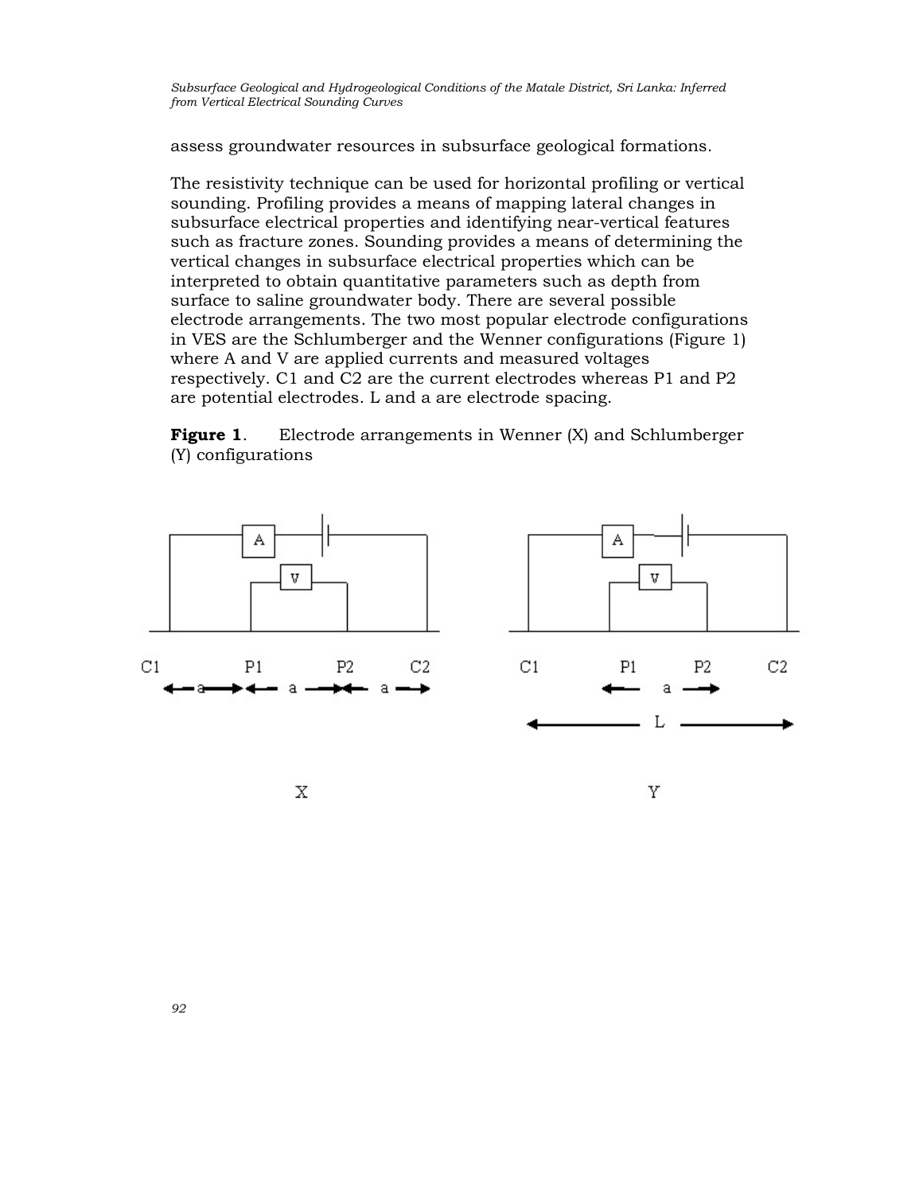assess groundwater resources in subsurface geological formations.

The resistivity technique can be used for horizontal profiling or vertical sounding. Profiling provides a means of mapping lateral changes in subsurface electrical properties and identifying near-vertical features such as fracture zones. Sounding provides a means of determining the vertical changes in subsurface electrical properties which can be interpreted to obtain quantitative parameters such as depth from surface to saline groundwater body. There are several possible electrode arrangements. The two most popular electrode configurations in VES are the Schlumberger and the Wenner configurations (Figure 1) where A and V are applied currents and measured voltages respectively. C1 and C2 are the current electrodes whereas P1 and P2 are potential electrodes. L and a are electrode spacing.

**Figure 1**. Electrode arrangements in Wenner (X) and Schlumberger (Y) configurations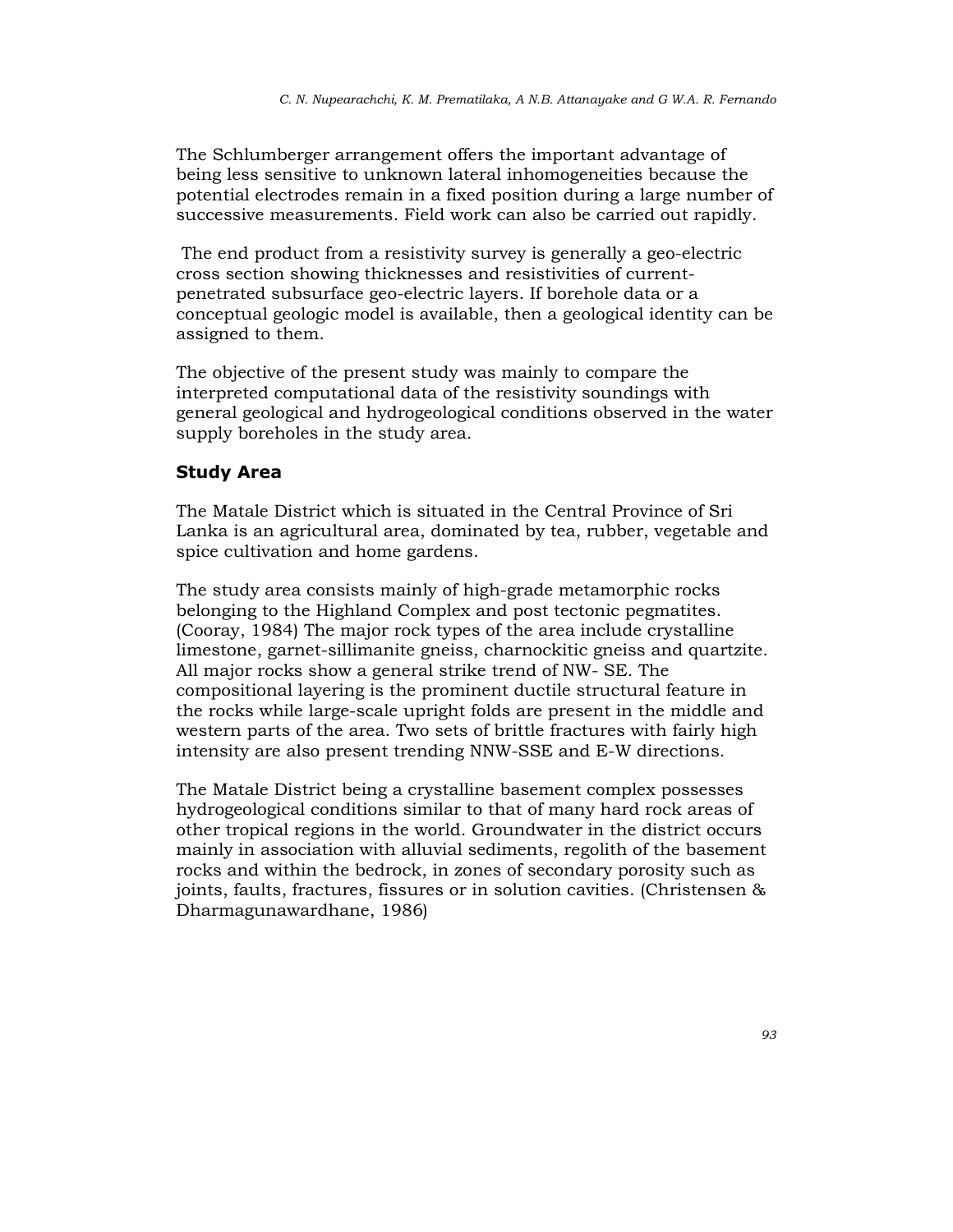The Schlumberger arrangement offers the important advantage of being less sensitive to unknown lateral inhomogeneities because the potential electrodes remain in a fixed position during a large number of successive measurements. Field work can also be carried out rapidly.

The end product from a resistivity survey is generally a geo-electric cross section showing thicknesses and resistivities of current-penetrated subsurface geo-electric layers. If borehole data or a conceptual geologic model is available, then a geological identity can be assigned to them.

The objective of the present study was mainly to compare the interpreted computational data of the resistivity soundings with general geological and hydrogeological conditions observed in the water supply boreholes in the study area.

## Study Area

The Matale District which is situated in the Central Province of Sri Lanka is an agricultural area, dominated by tea, rubber, vegetable and spice cultivation and home gardens.

The study area consists mainly of high-grade metamorphic rocks belonging to the Highland Complex and post tectonic pegmatites. (Cooray, 1984) The major rock types of the area include crystalline limestone, garnet-sillimanite gneiss, charnockitic gneiss and quartzite. All major rocks show a general strike trend of NW- SE. The compositional layering is the prominent ductile structural feature in the rocks while large-scale upright folds are present in the middle and western parts of the area. Two sets of brittle fractures with fairly high intensity are also present trending NNW-SSE and E-W directions.

The Matale District being a crystalline basement complex possesses hydrogeological conditions similar to that of many hard rock areas of other tropical regions in the world. Groundwater in the district occurs mainly in association with alluvial sediments, regolith of the basement rocks and within the bedrock, in zones of secondary porosity such as joints, faults, fractures, fissures or in solution cavities. (Christensen & Dharmagunawardhane, 1986)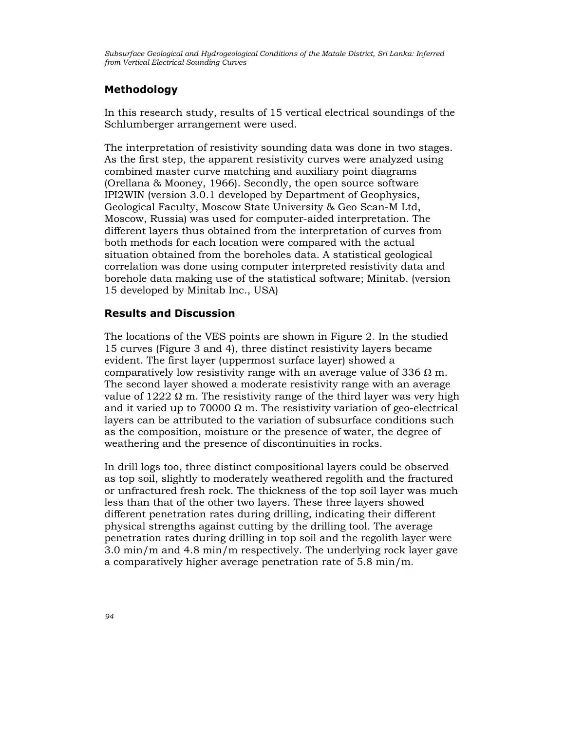## Methodology

In this research study, results of 15 vertical electrical soundings of the Schlumberger arrangement were used.

The interpretation of resistivity sounding data was done in two stages. As the first step, the apparent resistivity curves were analyzed using combined master curve matching and auxiliary point diagrams (Orellana & Mooney, 1966). Secondly, the open source software IPI2WIN (version 3.0.1 developed by Department of Geophysics, Geological Faculty, Moscow State University & Geo Scan-M Ltd, Moscow, Russia) was used for computer-aided interpretation. The different layers thus obtained from the interpretation of curves from both methods for each location were compared with the actual situation obtained from the boreholes data. A statistical geological correlation was done using computer interpreted resistivity data and borehole data making use of the statistical software; Minitab. (version 15 developed by Minitab Inc., USA)

## Results and Discussion

The locations of the VES points are shown in Figure 2. In the studied 15 curves (Figure 3 and 4), three distinct resistivity layers became evident. The first layer (uppermost surface layer) showed a comparatively low resistivity range with an average value of 336 Ω m. The second layer showed a moderate resistivity range with an average value of 1222 Ω m. The resistivity range of the third layer was very high and it varied up to 70000 Ω m. The resistivity variation of geo-electrical layers can be attributed to the variation of subsurface conditions such as the composition, moisture or the presence of water, the degree of weathering and the presence of discontinuities in rocks.

In drill logs too, three distinct compositional layers could be observed as top soil, slightly to moderately weathered regolith and the fractured or unfractured fresh rock. The thickness of the top soil layer was much less than that of the other two layers. These three layers showed different penetration rates during drilling, indicating their different physical strengths against cutting by the drilling tool. The average penetration rates during drilling in top soil and the regolith layer were 3.0 min/m and 4.8 min/m respectively. The underlying rock layer gave a comparatively higher average penetration rate of 5.8 min/m.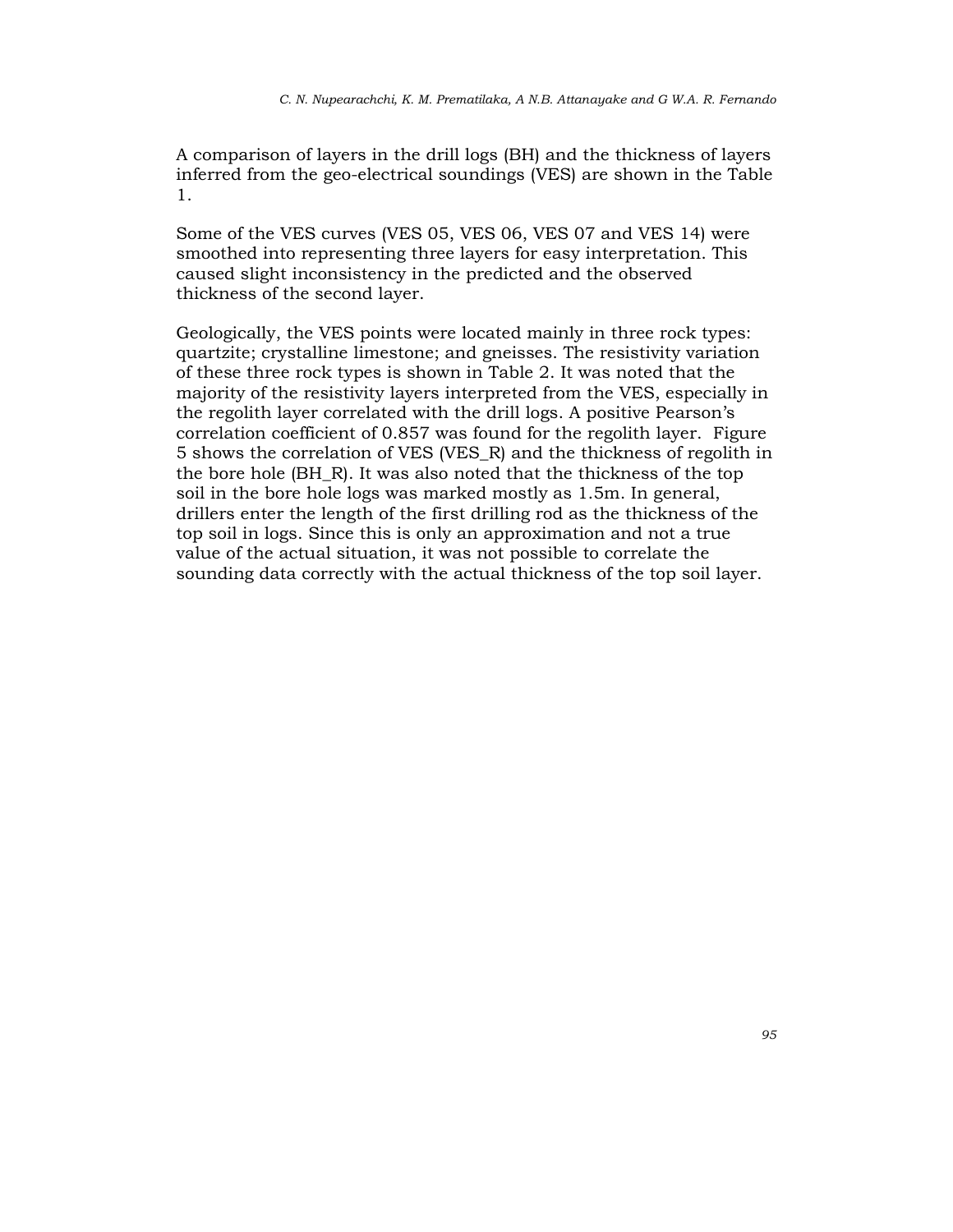A comparison of layers in the drill logs (BH) and the thickness of layers inferred from the geo-electrical soundings (VES) are shown in the Table 1.

Some of the VES curves (VES 05, VES 06, VES 07 and VES 14) were smoothed into representing three layers for easy interpretation. This caused slight inconsistency in the predicted and the observed thickness of the second layer.

Geologically, the VES points were located mainly in three rock types: quartzite; crystalline limestone; and gneisses. The resistivity variation of these three rock types is shown in Table 2. It was noted that the majority of the resistivity layers interpreted from the VES, especially in the regolith layer correlated with the drill logs. A positive Pearson's correlation coefficient of 0.857 was found for the regolith layer. Figure 5 shows the correlation of VES (VES_R) and the thickness of regolith in the bore hole (BH_R). It was also noted that the thickness of the top soil in the bore hole logs was marked mostly as 1.5m. In general, drillers enter the length of the first drilling rod as the thickness of the top soil in logs. Since this is only an approximation and not a true value of the actual situation, it was not possible to correlate the sounding data correctly with the actual thickness of the top soil layer.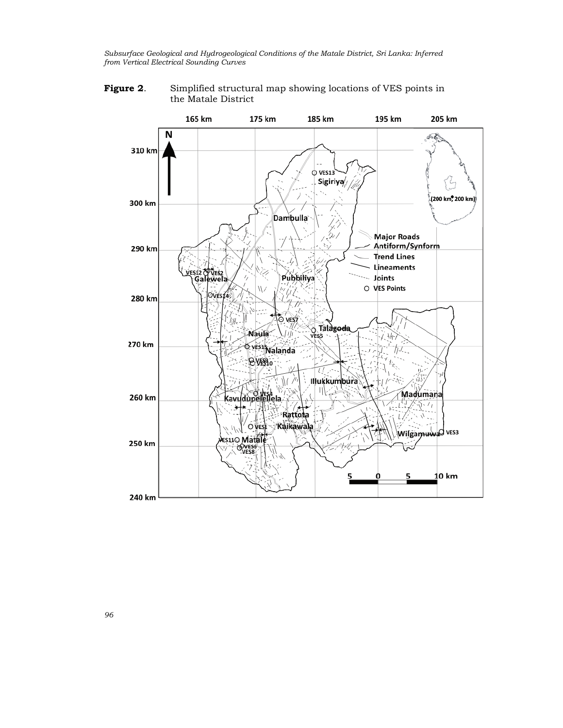**Figure 2**. Simplified structural map showing locations of VES points in the Matale District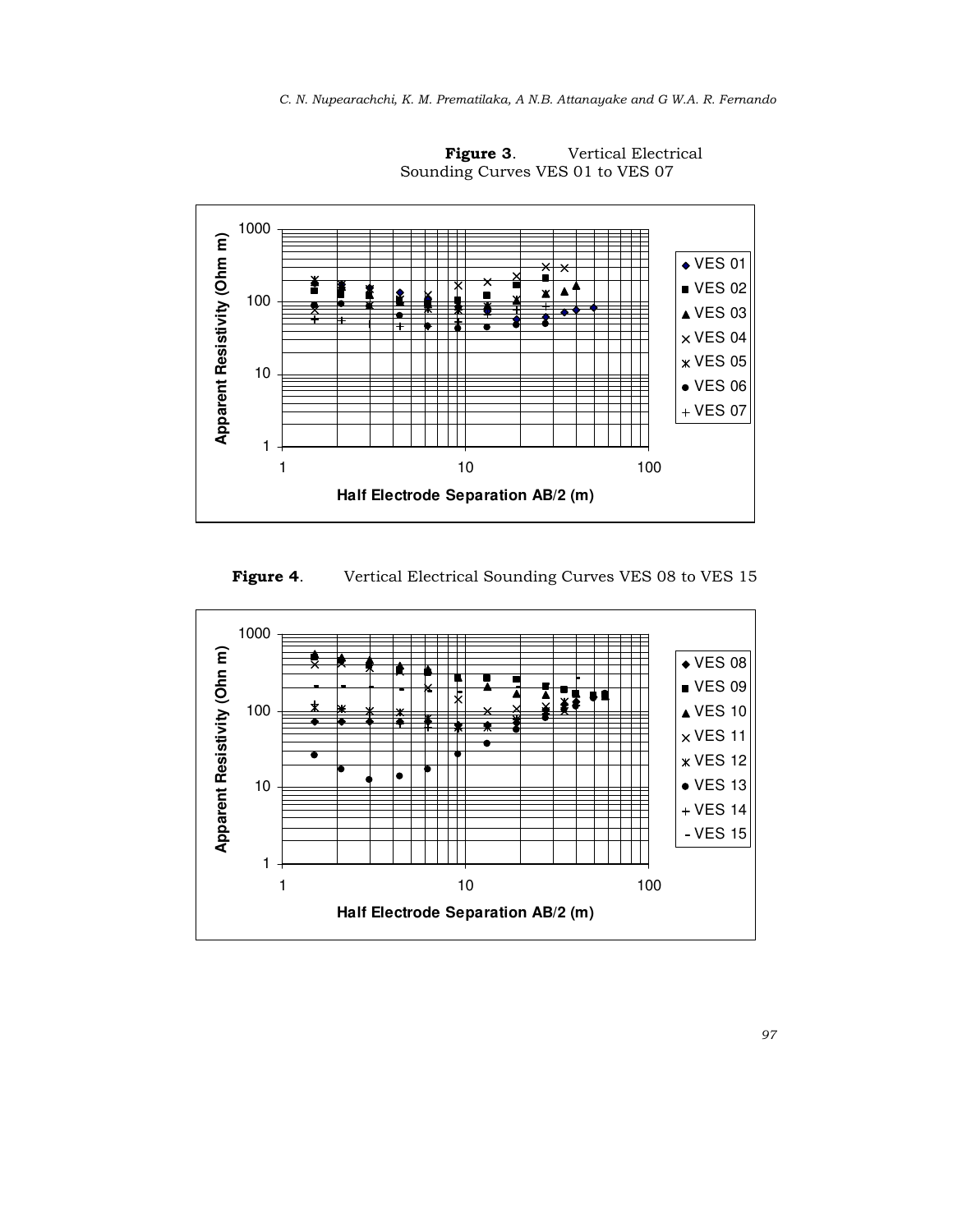**Figure 3**. Vertical Electrical Sounding Curves VES 01 to VES 07

**Figure 4**. Vertical Electrical Sounding Curves VES 08 to VES 15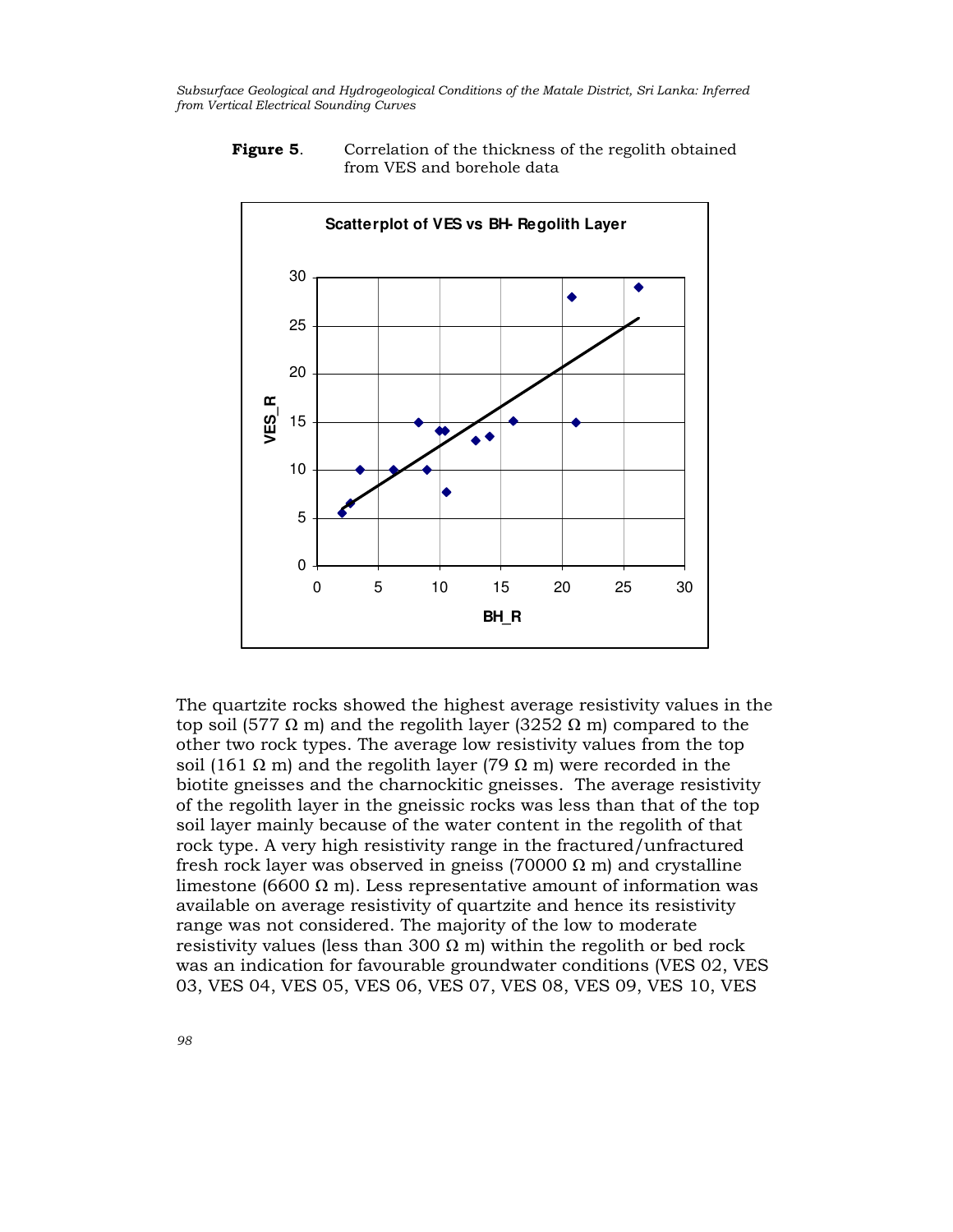**Figure 5**. Correlation of the thickness of the regolith obtained from VES and borehole data

The quartzite rocks showed the highest average resistivity values in the top soil (577 Ω m) and the regolith layer (3252 Ω m) compared to the other two rock types. The average low resistivity values from the top soil (161 Ω m) and the regolith layer (79 Ω m) were recorded in the biotite gneisses and the charnockitic gneisses. The average resistivity of the regolith layer in the gneissic rocks was less than that of the top soil layer mainly because of the water content in the regolith of that rock type. A very high resistivity range in the fractured/unfractured fresh rock layer was observed in gneiss (70000 Ω m) and crystalline limestone (6600 Ω m). Less representative amount of information was available on average resistivity of quartzite and hence its resistivity range was not considered. The majority of the low to moderate resistivity values (less than 300 Ω m) within the regolith or bed rock was an indication for favourable groundwater conditions (VES 02, VES 03, VES 04, VES 05, VES 06, VES 07, VES 08, VES 09, VES 10, VES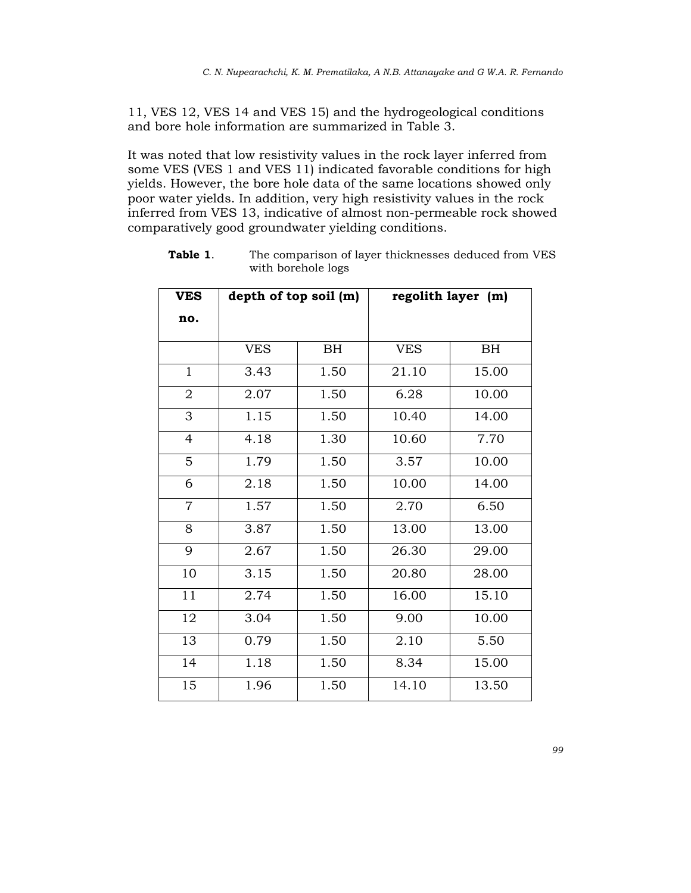11, VES 12, VES 14 and VES 15) and the hydrogeological conditions and bore hole information are summarized in Table 3.

It was noted that low resistivity values in the rock layer inferred from some VES (VES 1 and VES 11) indicated favorable conditions for high yields. However, the bore hole data of the same locations showed only poor water yields. In addition, very high resistivity values in the rock inferred from VES 13, indicative of almost non-permeable rock showed comparatively good groundwater yielding conditions.

**Table 1**. The comparison of layer thicknesses deduced from VES with borehole logs

| **VES no.** | **depth of top soil (m)** | | **regolith layer (m)** | |
|---|---|---|---|---|
| | VES | BH | VES | BH |
| 1 | 3.43 | 1.50 | 21.10 | 15.00 |
| 2 | 2.07 | 1.50 | 6.28 | 10.00 |
| 3 | 1.15 | 1.50 | 10.40 | 14.00 |
| 4 | 4.18 | 1.30 | 10.60 | 7.70 |
| 5 | 1.79 | 1.50 | 3.57 | 10.00 |
| 6 | 2.18 | 1.50 | 10.00 | 14.00 |
| 7 | 1.57 | 1.50 | 2.70 | 6.50 |
| 8 | 3.87 | 1.50 | 13.00 | 13.00 |
| 9 | 2.67 | 1.50 | 26.30 | 29.00 |
| 10 | 3.15 | 1.50 | 20.80 | 28.00 |
| 11 | 2.74 | 1.50 | 16.00 | 15.10 |
| 12 | 3.04 | 1.50 | 9.00 | 10.00 |
| 13 | 0.79 | 1.50 | 2.10 | 5.50 |
| 14 | 1.18 | 1.50 | 8.34 | 15.00 |
| 15 | 1.96 | 1.50 | 14.10 | 13.50 |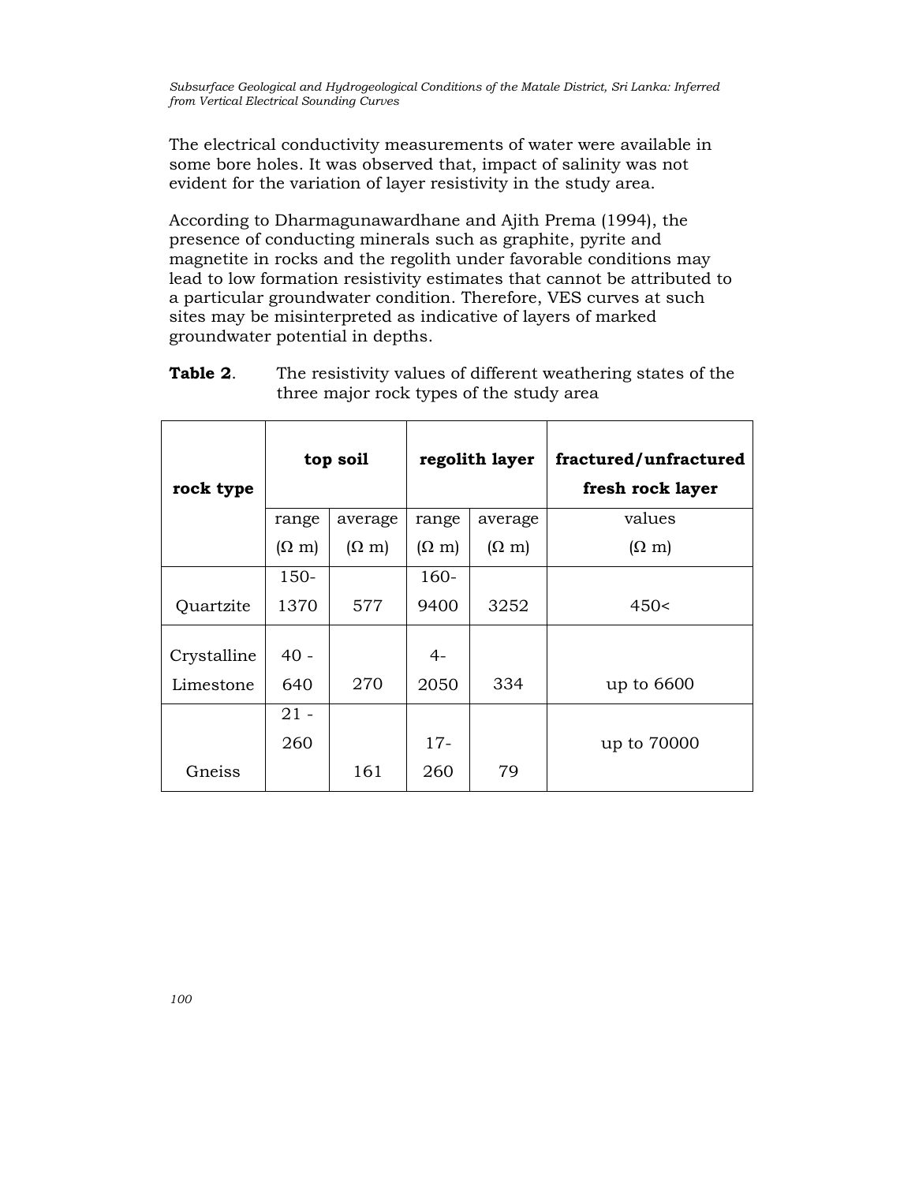The electrical conductivity measurements of water were available in some bore holes. It was observed that, impact of salinity was not evident for the variation of layer resistivity in the study area.

According to Dharmagunawardhane and Ajith Prema (1994), the presence of conducting minerals such as graphite, pyrite and magnetite in rocks and the regolith under favorable conditions may lead to low formation resistivity estimates that cannot be attributed to a particular groundwater condition. Therefore, VES curves at such sites may be misinterpreted as indicative of layers of marked groundwater potential in depths.

**Table 2**. The resistivity values of different weathering states of the three major rock types of the study area

| rock type | top soil | | regolith layer | | fractured/unfractured fresh rock layer |
|---|---|---|---|---|---|
| | range (Ω m) | average (Ω m) | range (Ω m) | average (Ω m) | values (Ω m) |
| Quartzite | 150-1370 | 577 | 160-9400 | 3252 | 450< |
| Crystalline Limestone | 40 - 640 | 270 | 4-2050 | 334 | up to 6600 |
| Gneiss | 21 - 260 | 161 | 17-260 | 79 | up to 70000 |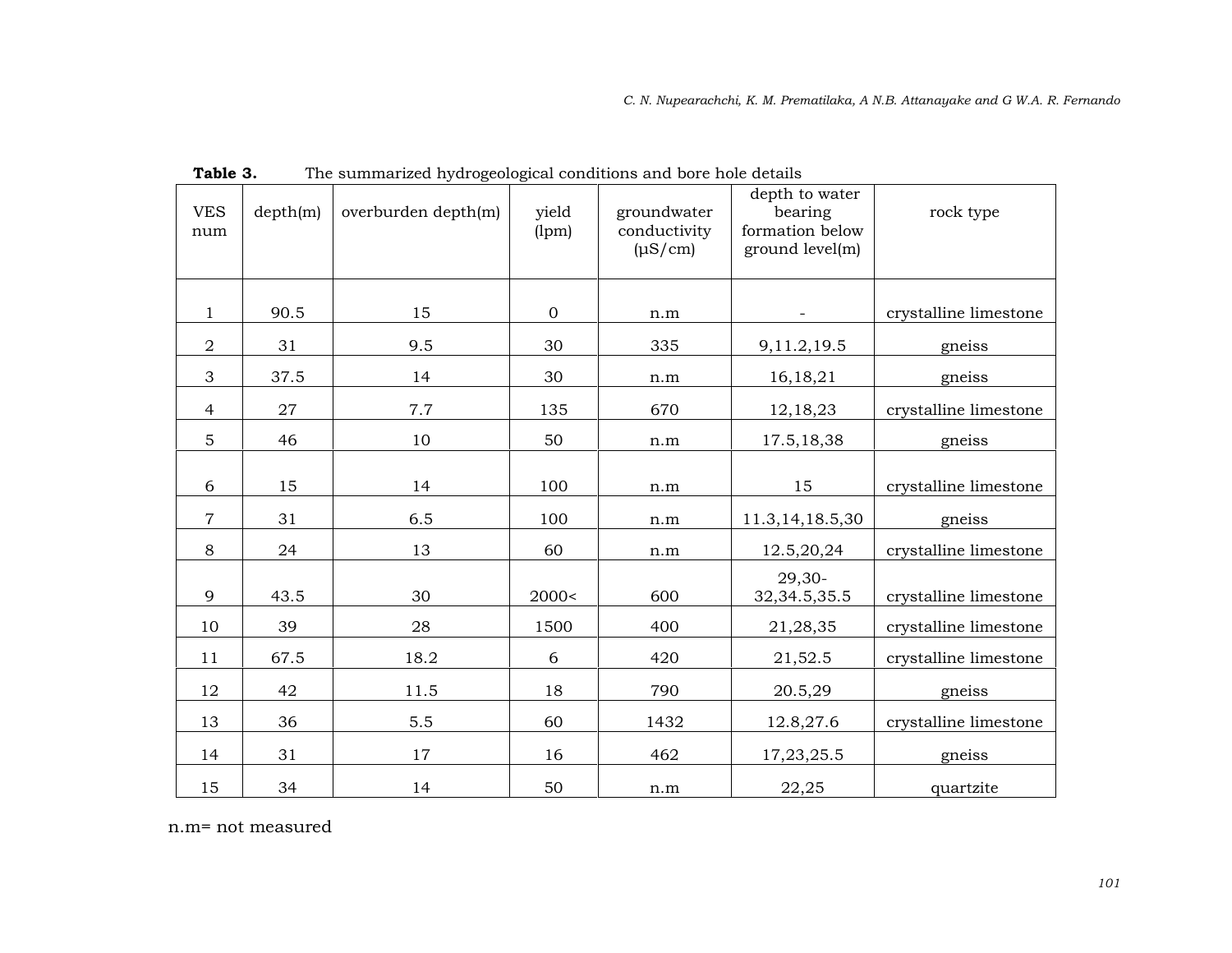**Table 3.** The summarized hydrogeological conditions and bore hole details

| VES num | depth(m) | overburden depth(m) | yield (lpm) | groundwater conductivity (µS/cm) | depth to water bearing formation below ground level(m) | rock type |
|---|---|---|---|---|---|---|
| 1 | 90.5 | 15 | 0 | n.m | - | crystalline limestone |
| 2 | 31 | 9.5 | 30 | 335 | 9,11.2,19.5 | gneiss |
| 3 | 37.5 | 14 | 30 | n.m | 16,18,21 | gneiss |
| 4 | 27 | 7.7 | 135 | 670 | 12,18,23 | crystalline limestone |
| 5 | 46 | 10 | 50 | n.m | 17.5,18,38 | gneiss |
| 6 | 15 | 14 | 100 | n.m | 15 | crystalline limestone |
| 7 | 31 | 6.5 | 100 | n.m | 11.3,14,18.5,30 | gneiss |
| 8 | 24 | 13 | 60 | n.m | 12.5,20,24 | crystalline limestone |
| 9 | 43.5 | 30 | 2000< | 600 | 29,30-32,34.5,35.5 | crystalline limestone |
| 10 | 39 | 28 | 1500 | 400 | 21,28,35 | crystalline limestone |
| 11 | 67.5 | 18.2 | 6 | 420 | 21,52.5 | crystalline limestone |
| 12 | 42 | 11.5 | 18 | 790 | 20.5,29 | gneiss |
| 13 | 36 | 5.5 | 60 | 1432 | 12.8,27.6 | crystalline limestone |
| 14 | 31 | 17 | 16 | 462 | 17,23,25.5 | gneiss |
| 15 | 34 | 14 | 50 | n.m | 22,25 | quartzite |

n.m= not measured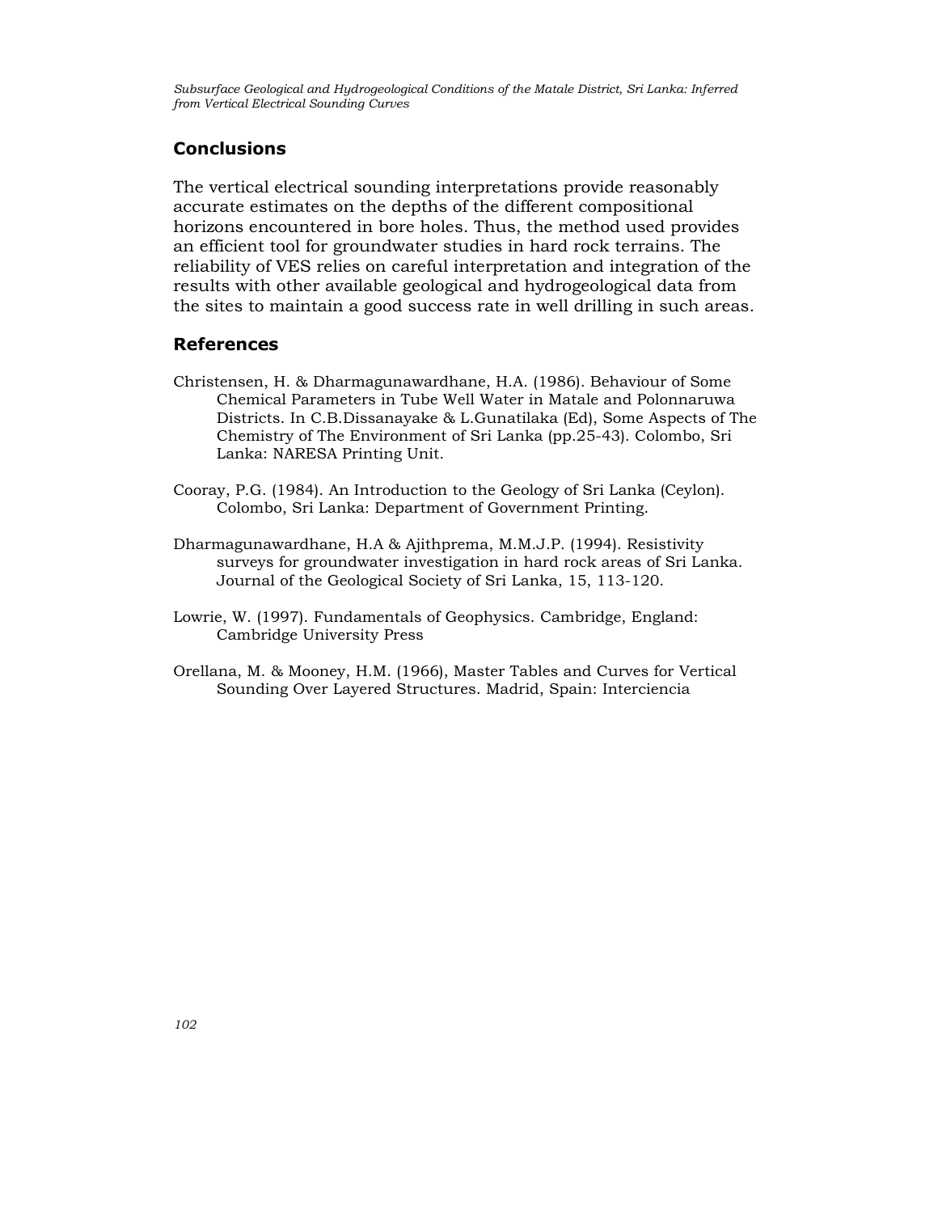## Conclusions

The vertical electrical sounding interpretations provide reasonably accurate estimates on the depths of the different compositional horizons encountered in bore holes. Thus, the method used provides an efficient tool for groundwater studies in hard rock terrains. The reliability of VES relies on careful interpretation and integration of the results with other available geological and hydrogeological data from the sites to maintain a good success rate in well drilling in such areas.

## References

Christensen, H. & Dharmagunawardhane, H.A. (1986). Behaviour of Some Chemical Parameters in Tube Well Water in Matale and Polonnaruwa Districts. In C.B.Dissanayake & L.Gunatilaka (Ed), Some Aspects of The Chemistry of The Environment of Sri Lanka (pp.25-43). Colombo, Sri Lanka: NARESA Printing Unit.

Cooray, P.G. (1984). An Introduction to the Geology of Sri Lanka (Ceylon). Colombo, Sri Lanka: Department of Government Printing.

Dharmagunawardhane, H.A & Ajithprema, M.M.J.P. (1994). Resistivity surveys for groundwater investigation in hard rock areas of Sri Lanka. Journal of the Geological Society of Sri Lanka, 15, 113-120.

Lowrie, W. (1997). Fundamentals of Geophysics. Cambridge, England: Cambridge University Press

Orellana, M. & Mooney, H.M. (1966), Master Tables and Curves for Vertical Sounding Over Layered Structures. Madrid, Spain: Interciencia